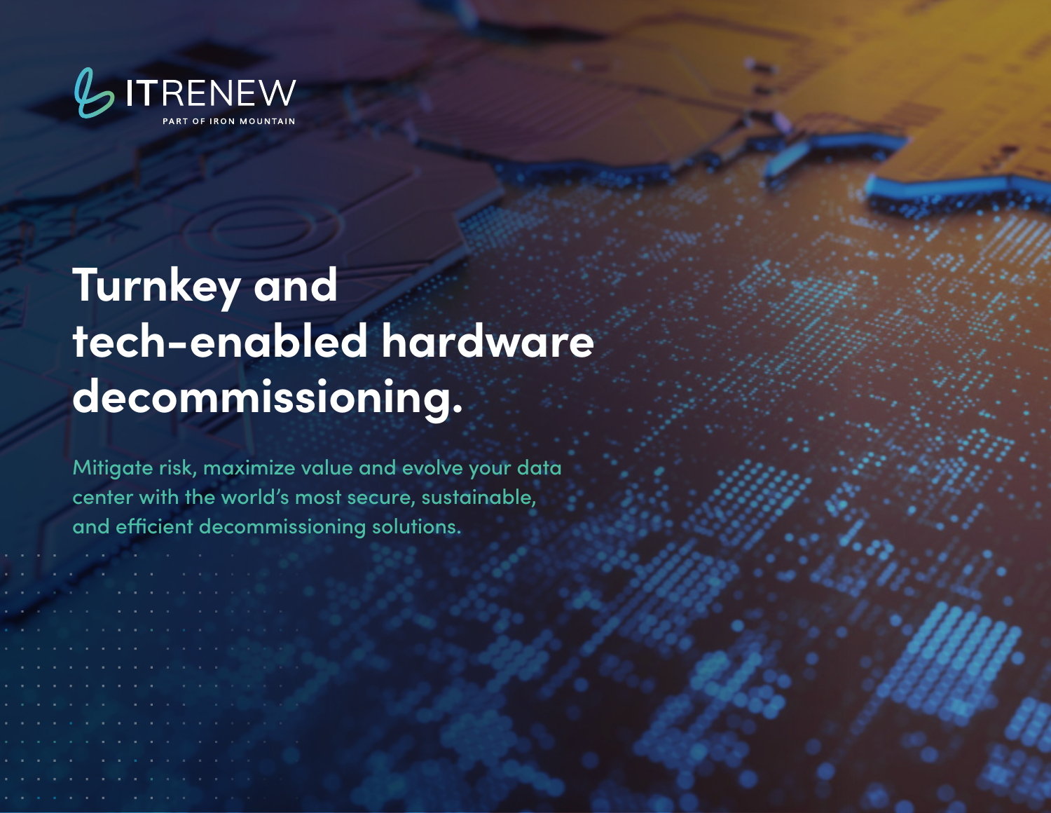ITRENEW

PART OF IRON MOUNTAIN

# Turnkey and tech-enabled hardware decommissioning.

Mitigate risk, maximize value and evolve your data center with the world's most secure, sustainable, and efficient decommissioning solutions.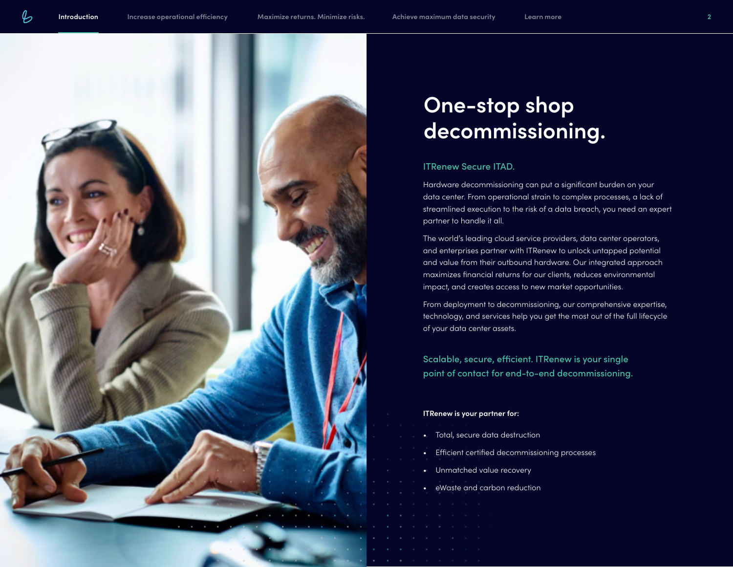# One-stop shop decommissioning.

## ITRenew Secure ITAD.

Hardware decommissioning can put a significant burden on your data center. From operational strain to complex processes, a lack of streamlined execution to the risk of a data breach, you need an expert partner to handle it all.

The world's leading cloud service providers, data center operators, and enterprises partner with ITRenew to unlock untapped potential and value from their outbound hardware. Our integrated approach maximizes financial returns for our clients, reduces environmental impact, and creates access to new market opportunities.

From deployment to decommissioning, our comprehensive expertise, technology, and services help you get the most out of the full lifecycle of your data center assets.

Scalable, secure, efficient. ITRenew is your single point of contact for end-to-end decommissioning.

**ITRenew is your partner for:**

- Total, secure data destruction
- Efficient certified decommissioning processes
- Unmatched value recovery
- eWaste and carbon reduction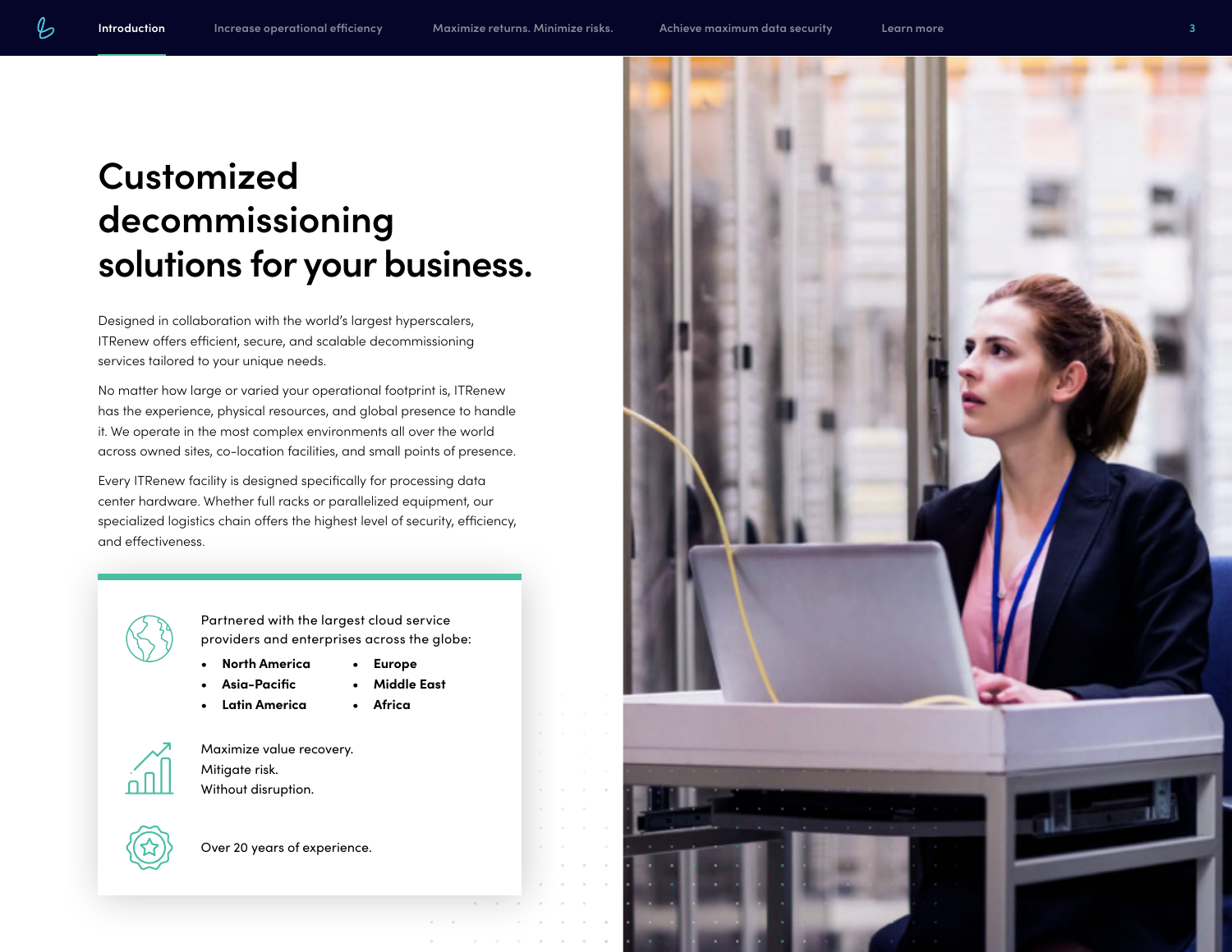# Customized decommissioning solutions for your business.

Designed in collaboration with the world's largest hyperscalers, ITRenew offers efficient, secure, and scalable decommissioning services tailored to your unique needs.

No matter how large or varied your operational footprint is, ITRenew has the experience, physical resources, and global presence to handle it. We operate in the most complex environments all over the world across owned sites, co-location facilities, and small points of presence.

Every ITRenew facility is designed specifically for processing data center hardware. Whether full racks or parallelized equipment, our specialized logistics chain offers the highest level of security, efficiency, and effectiveness.

Partnered with the largest cloud service providers and enterprises across the globe:

- **North America**
- **Asia-Pacific**
- **Latin America**
- **Europe**
- **Middle East**
- **Africa**

Maximize value recovery.
Mitigate risk.
Without disruption.

Over 20 years of experience.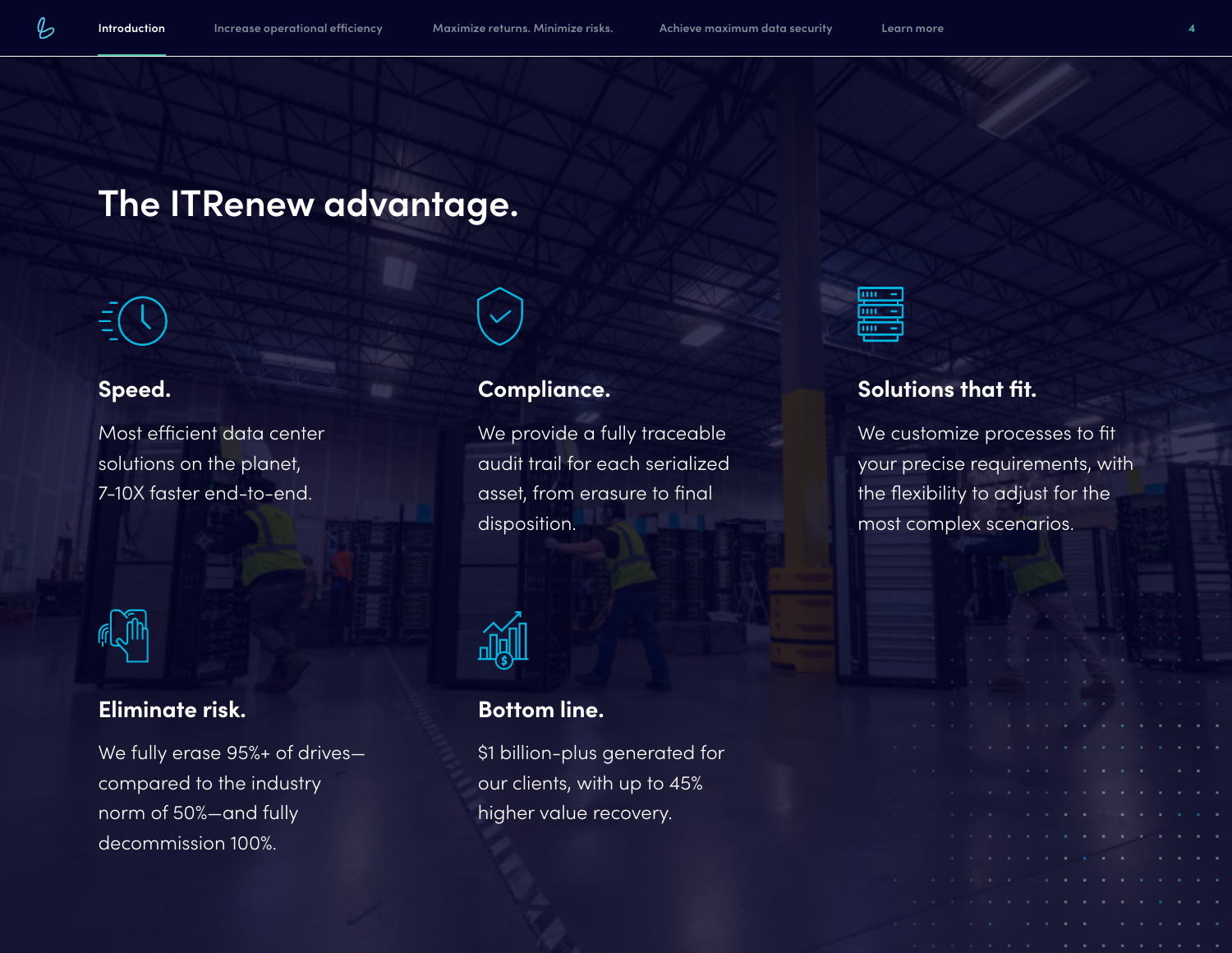# The ITRenew advantage.

### Speed.

Most efficient data center solutions on the planet, 7-10X faster end-to-end.

### Compliance.

We provide a fully traceable audit trail for each serialized asset, from erasure to final disposition.

### Solutions that fit.

We customize processes to fit your precise requirements, with the flexibility to adjust for the most complex scenarios.

### Eliminate risk.

We fully erase 95%+ of drives—compared to the industry norm of 50%—and fully decommission 100%.

### Bottom line.

$1 billion-plus generated for our clients, with up to 45% higher value recovery.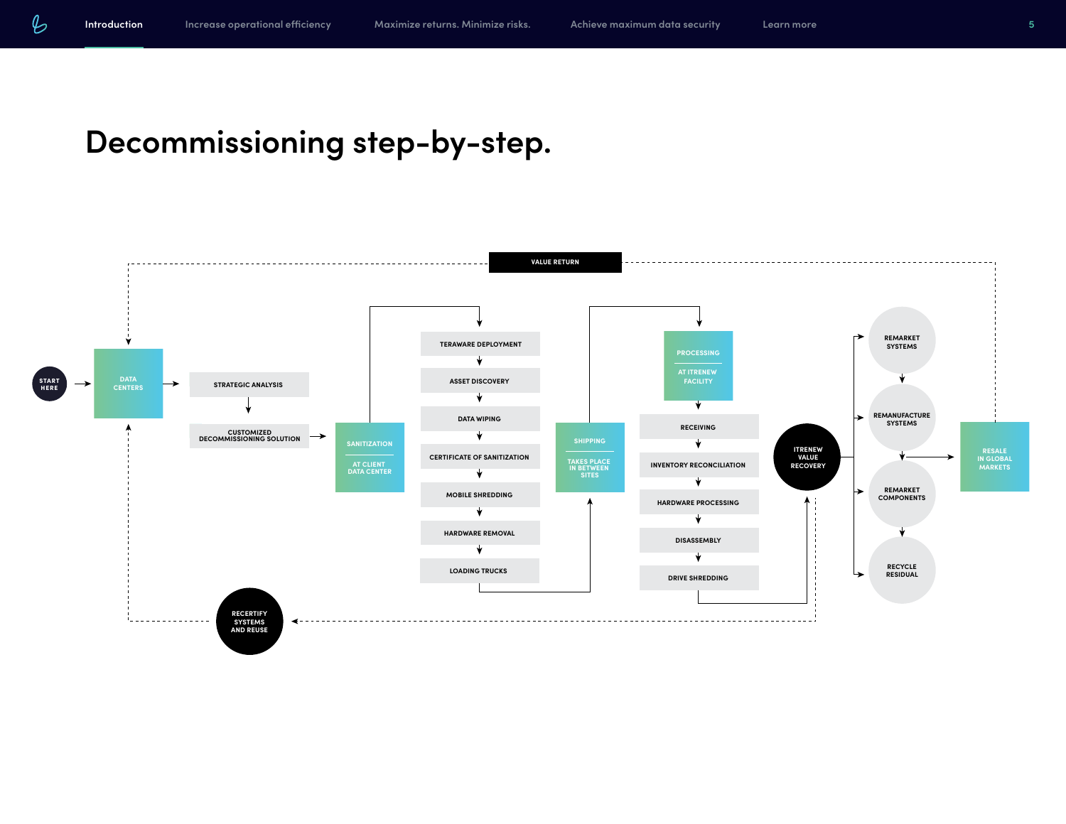# Decommissioning step-by-step.

START HERE

DATA CENTERS

STRATEGIC ANALYSIS

CUSTOMIZED DECOMMISSIONING SOLUTION

SANITIZATION

AT CLIENT DATA CENTER

TERAWARE DEPLOYMENT

ASSET DISCOVERY

DATA WIPING

CERTIFICATE OF SANITIZATION

MOBILE SHREDDING

HARDWARE REMOVAL

LOADING TRUCKS

SHIPPING

TAKES PLACE IN BETWEEN SITES

PROCESSING

AT ITRENEW FACILITY

RECEIVING

INVENTORY RECONCILIATION

HARDWARE PROCESSING

DISASSEMBLY

DRIVE SHREDDING

ITRENEW VALUE RECOVERY

REMARKET SYSTEMS

REMANUFACTURE SYSTEMS

REMARKET COMPONENTS

RECYCLE RESIDUAL

RESALE IN GLOBAL MARKETS

VALUE RETURN

RECERTIFY SYSTEMS AND REUSE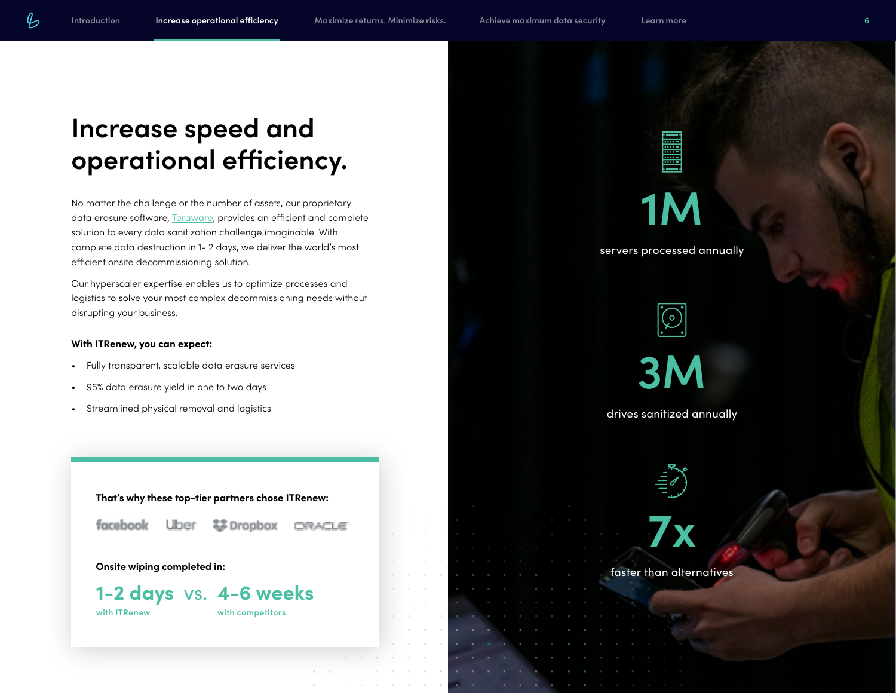# Increase speed and operational efficiency.

No matter the challenge or the number of assets, our proprietary data erasure software, Teraware, provides an efficient and complete solution to every data sanitization challenge imaginable. With complete data destruction in 1- 2 days, we deliver the world's most efficient onsite decommissioning solution.

Our hyperscaler expertise enables us to optimize processes and logistics to solve your most complex decommissioning needs without disrupting your business.

**With ITRenew, you can expect:**

- Fully transparent, scalable data erasure services
- 95% data erasure yield in one to two days
- Streamlined physical removal and logistics

**That's why these top-tier partners chose ITRenew:**

facebook Uber Dropbox ORACLE

**Onsite wiping completed in:**

**1-2 days** with ITRenew vs. **4-6 weeks** with competitors

**1M**
servers processed annually

**3M**
drives sanitized annually

**7x**
faster than alternatives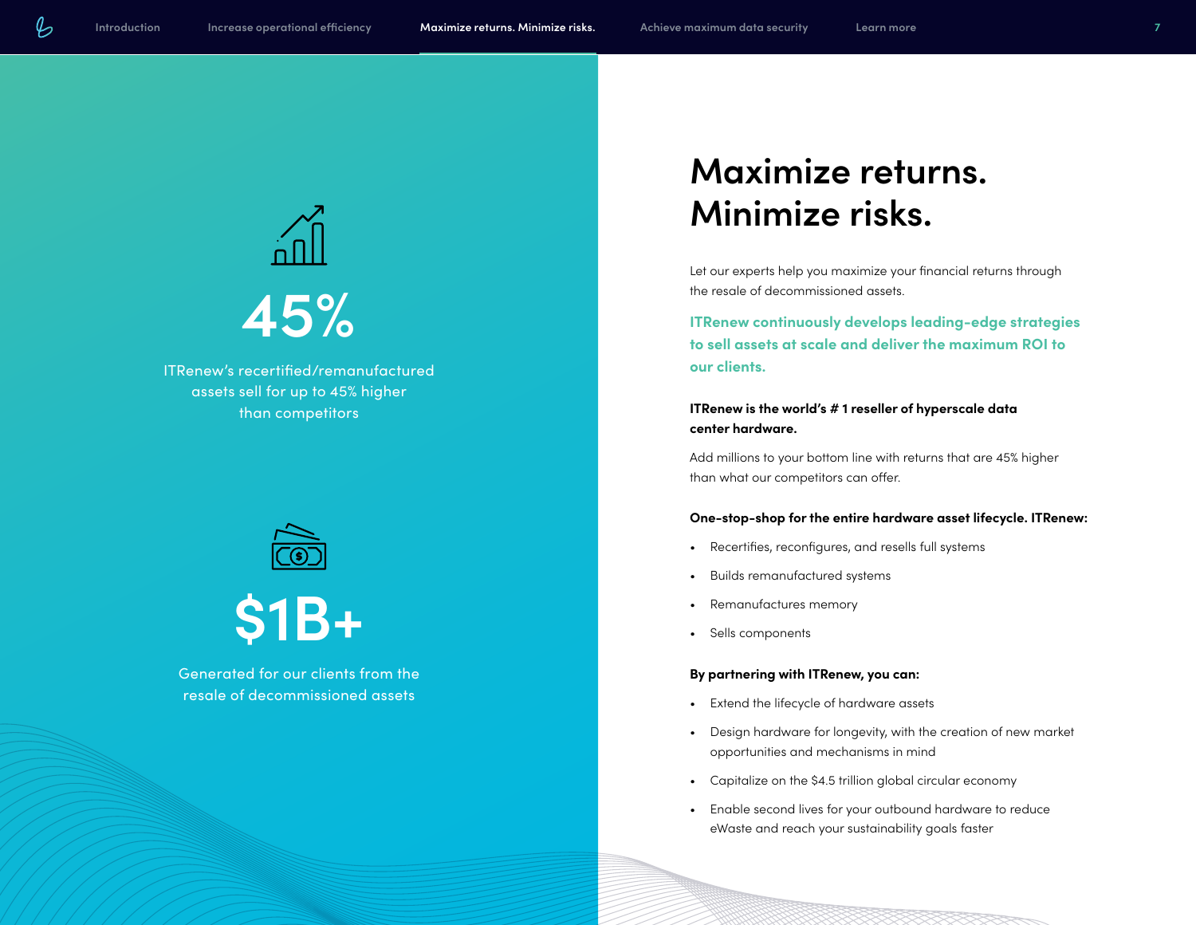45%

ITRenew's recertified/remanufactured assets sell for up to 45% higher than competitors

$1B+

Generated for our clients from the resale of decommissioned assets

# Maximize returns. Minimize risks.

Let our experts help you maximize your financial returns through the resale of decommissioned assets.

**ITRenew continuously develops leading-edge strategies to sell assets at scale and deliver the maximum ROI to our clients.**

**ITRenew is the world's # 1 reseller of hyperscale data center hardware.**

Add millions to your bottom line with returns that are 45% higher than what our competitors can offer.

**One-stop-shop for the entire hardware asset lifecycle. ITRenew:**

- Recertifies, reconfigures, and resells full systems
- Builds remanufactured systems
- Remanufactures memory
- Sells components

**By partnering with ITRenew, you can:**

- Extend the lifecycle of hardware assets
- Design hardware for longevity, with the creation of new market opportunities and mechanisms in mind
- Capitalize on the $4.5 trillion global circular economy
- Enable second lives for your outbound hardware to reduce eWaste and reach your sustainability goals faster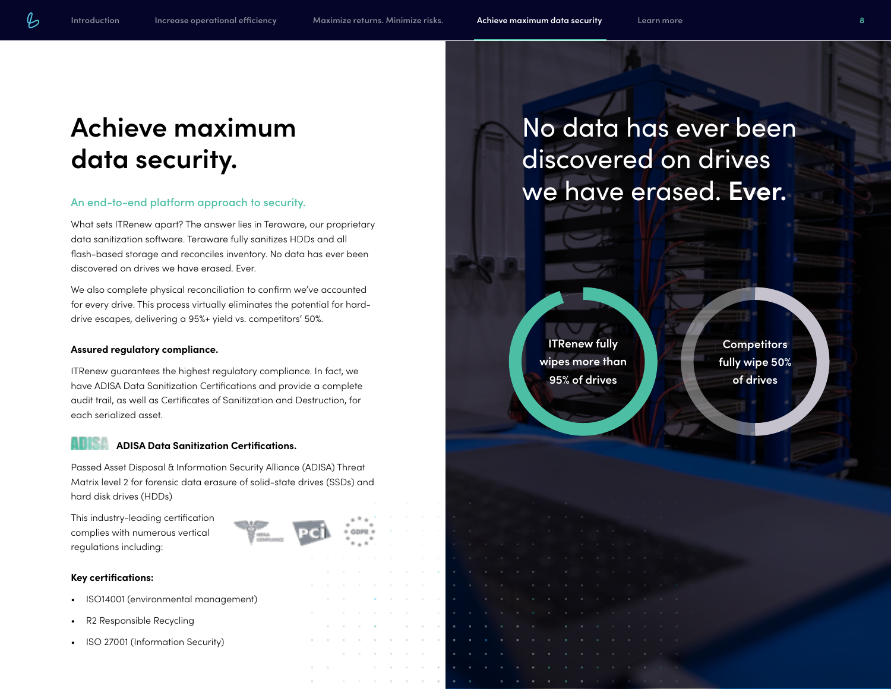# Achieve maximum data security.

## An end-to-end platform approach to security.

What sets ITRenew apart? The answer lies in Teraware, our proprietary data sanitization software. Teraware fully sanitizes HDDs and all flash-based storage and reconciles inventory. No data has ever been discovered on drives we have erased. Ever.

We also complete physical reconciliation to confirm we've accounted for every drive. This process virtually eliminates the potential for hard-drive escapes, delivering a 95%+ yield vs. competitors' 50%.

### Assured regulatory compliance.

ITRenew guarantees the highest regulatory compliance. In fact, we have ADISA Data Sanitization Certifications and provide a complete audit trail, as well as Certificates of Sanitization and Destruction, for each serialized asset.

### ADISA Data Sanitization Certifications.

Passed Asset Disposal & Information Security Alliance (ADISA) Threat Matrix level 2 for forensic data erasure of solid-state drives (SSDs) and hard disk drives (HDDs)

This industry-leading certification complies with numerous vertical regulations including:

### Key certifications:

- ISO14001 (environmental management)
- R2 Responsible Recycling
- ISO 27001 (Information Security)

## No data has ever been discovered on drives we have erased. **Ever.**

ITRenew fully wipes more than 95% of drives

Competitors fully wipe 50% of drives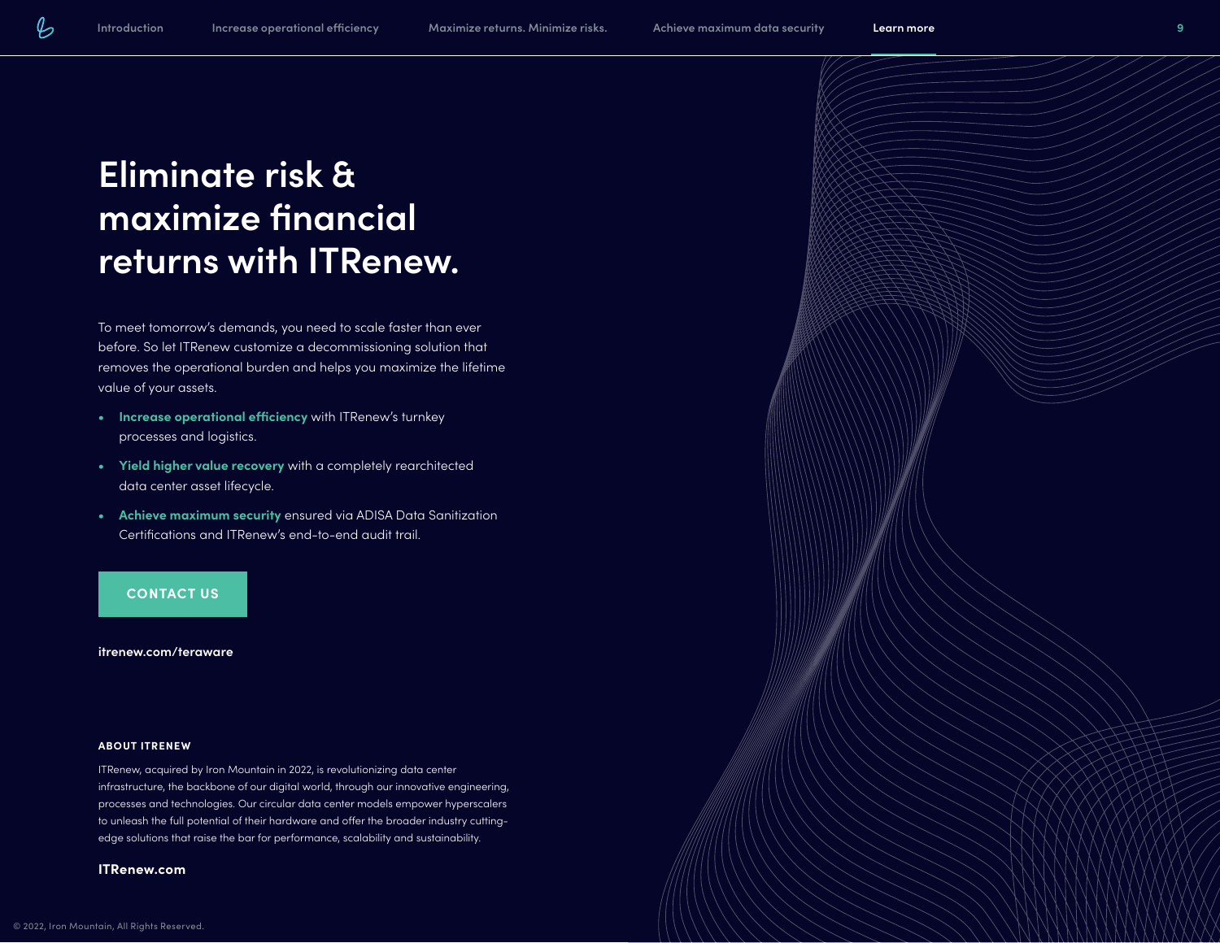# Eliminate risk & maximize financial returns with ITRenew.

To meet tomorrow's demands, you need to scale faster than ever before. So let ITRenew customize a decommissioning solution that removes the operational burden and helps you maximize the lifetime value of your assets.

- **Increase operational efficiency** with ITRenew's turnkey processes and logistics.
- **Yield higher value recovery** with a completely rearchitected data center asset lifecycle.
- **Achieve maximum security** ensured via ADISA Data Sanitization Certifications and ITRenew's end-to-end audit trail.

CONTACT US

**itrenew.com/teraware**

### ABOUT ITRENEW

ITRenew, acquired by Iron Mountain in 2022, is revolutionizing data center infrastructure, the backbone of our digital world, through our innovative engineering, processes and technologies. Our circular data center models empower hyperscalers to unleash the full potential of their hardware and offer the broader industry cutting-edge solutions that raise the bar for performance, scalability and sustainability.

**ITRenew.com**

© 2022, Iron Mountain, All Rights Reserved.